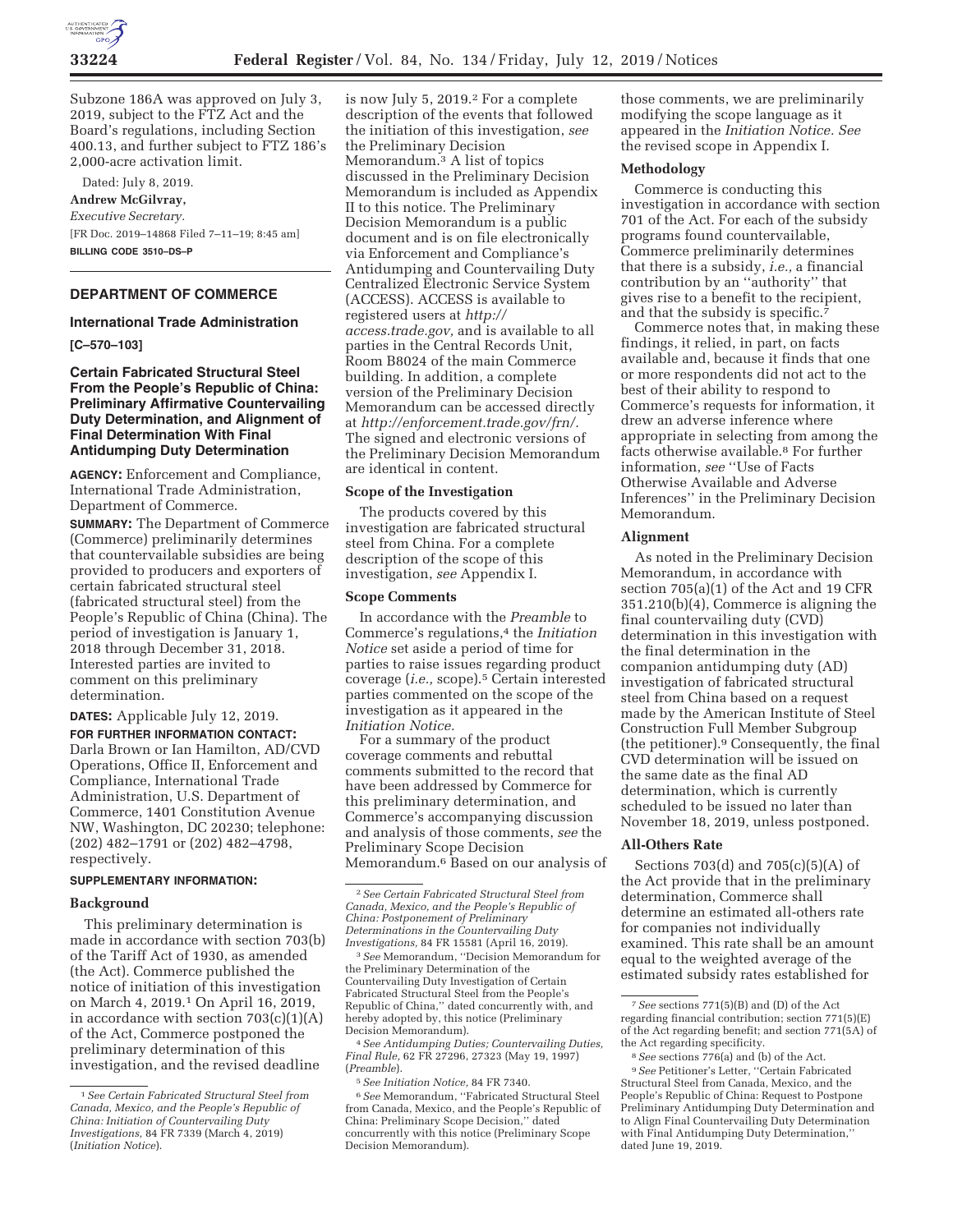Subzone 186A was approved on July 3, 2019, subject to the FTZ Act and the Board's regulations, including Section 400.13, and further subject to FTZ 186's 2,000-acre activation limit.

Dated: July 8, 2019.

**Andrew McGilvray,**

*Executive Secretary.*

[FR Doc. 2019–14868 Filed 7–11–19; 8:45 am]

**BILLING CODE 3510–DS–P**

## DEPARTMENT OF COMMERCE

### International Trade Administration

**[C–570–103]**

### Certain Fabricated Structural Steel From the People's Republic of China: Preliminary Affirmative Countervailing Duty Determination, and Alignment of Final Determination With Final Antidumping Duty Determination

**AGENCY:** Enforcement and Compliance, International Trade Administration, Department of Commerce.

**SUMMARY:** The Department of Commerce (Commerce) preliminarily determines that countervailable subsidies are being provided to producers and exporters of certain fabricated structural steel (fabricated structural steel) from the People's Republic of China (China). The period of investigation is January 1, 2018 through December 31, 2018. Interested parties are invited to comment on this preliminary determination.

**DATES:** Applicable July 12, 2019.

**FOR FURTHER INFORMATION CONTACT:** Darla Brown or Ian Hamilton, AD/CVD Operations, Office II, Enforcement and Compliance, International Trade Administration, U.S. Department of Commerce, 1401 Constitution Avenue NW, Washington, DC 20230; telephone: (202) 482–1791 or (202) 482–4798, respectively.

**SUPPLEMENTARY INFORMATION:**

**Background**

This preliminary determination is made in accordance with section 703(b) of the Tariff Act of 1930, as amended (the Act). Commerce published the notice of initiation of this investigation on March 4, 2019.[1] On April 16, 2019, in accordance with section 703(c)(1)(A) of the Act, Commerce postponed the preliminary determination of this investigation, and the revised deadline is now July 5, 2019.[2] For a complete description of the events that followed the initiation of this investigation, *see* the Preliminary Decision Memorandum.[3] A list of topics discussed in the Preliminary Decision Memorandum is included as Appendix II to this notice. The Preliminary Decision Memorandum is a public document and is on file electronically via Enforcement and Compliance's Antidumping and Countervailing Duty Centralized Electronic Service System (ACCESS). ACCESS is available to registered users at *http://access.trade.gov,* and is available to all parties in the Central Records Unit, Room B8024 of the main Commerce building. In addition, a complete version of the Preliminary Decision Memorandum can be accessed directly at *http://enforcement.trade.gov/frn/.* The signed and electronic versions of the Preliminary Decision Memorandum are identical in content.

**Scope of the Investigation**

The products covered by this investigation are fabricated structural steel from China. For a complete description of the scope of this investigation, *see* Appendix I.

**Scope Comments**

In accordance with the *Preamble* to Commerce's regulations,[4] the *Initiation Notice* set aside a period of time for parties to raise issues regarding product coverage (*i.e.,* scope).[5] Certain interested parties commented on the scope of the investigation as it appeared in the *Initiation Notice.*

For a summary of the product coverage comments and rebuttal comments submitted to the record that have been addressed by Commerce for this preliminary determination, and Commerce's accompanying discussion and analysis of those comments, *see* the Preliminary Scope Decision Memorandum.[6] Based on our analysis of those comments, we are preliminarily modifying the scope language as it appeared in the *Initiation Notice. See* the revised scope in Appendix I.

**Methodology**

Commerce is conducting this investigation in accordance with section 701 of the Act. For each of the subsidy programs found countervailable, Commerce preliminarily determines that there is a subsidy, *i.e.,* a financial contribution by an "authority" that gives rise to a benefit to the recipient, and that the subsidy is specific.[7]

Commerce notes that, in making these findings, it relied, in part, on facts available and, because it finds that one or more respondents did not act to the best of their ability to respond to Commerce's requests for information, it drew an adverse inference where appropriate in selecting from among the facts otherwise available.[8] For further information, *see* "Use of Facts Otherwise Available and Adverse Inferences" in the Preliminary Decision Memorandum.

**Alignment**

As noted in the Preliminary Decision Memorandum, in accordance with section 705(a)(1) of the Act and 19 CFR 351.210(b)(4), Commerce is aligning the final countervailing duty (CVD) determination in this investigation with the final determination in the companion antidumping duty (AD) investigation of fabricated structural steel from China based on a request made by the American Institute of Steel Construction Full Member Subgroup (the petitioner).[9] Consequently, the final CVD determination will be issued on the same date as the final AD determination, which is currently scheduled to be issued no later than November 18, 2019, unless postponed.

**All-Others Rate**

Sections 703(d) and 705(c)(5)(A) of the Act provide that in the preliminary determination, Commerce shall determine an estimated all-others rate for companies not individually examined. This rate shall be an amount equal to the weighted average of the estimated subsidy rates established for

---

[1] *See Certain Fabricated Structural Steel from Canada, Mexico, and the People's Republic of China: Initiation of Countervailing Duty Investigations,* 84 FR 7339 (March 4, 2019) (*Initiation Notice*).

[2] *See Certain Fabricated Structural Steel from Canada, Mexico, and the People's Republic of China: Postponement of Preliminary Determinations in the Countervailing Duty Investigations,* 84 FR 15581 (April 16, 2019).

[3] *See* Memorandum, "Decision Memorandum for the Preliminary Determination of the Countervailing Duty Investigation of Certain Fabricated Structural Steel from the People's Republic of China," dated concurrently with, and hereby adopted by, this notice (Preliminary Decision Memorandum).

[4] *See Antidumping Duties; Countervailing Duties, Final Rule,* 62 FR 27296, 27323 (May 19, 1997) (*Preamble*).

[5] *See Initiation Notice,* 84 FR 7340.

[6] *See* Memorandum, "Fabricated Structural Steel from Canada, Mexico, and the People's Republic of China: Preliminary Scope Decision," dated concurrently with this notice (Preliminary Scope Decision Memorandum).

[7] *See* sections 771(5)(B) and (D) of the Act regarding financial contribution; section 771(5)(E) of the Act regarding benefit; and section 771(5A) of the Act regarding specificity.

[8] *See* sections 776(a) and (b) of the Act.

[9] *See* Petitioner's Letter, "Certain Fabricated Structural Steel from Canada, Mexico, and the People's Republic of China: Request to Postpone Preliminary Antidumping Duty Determination and to Align Final Countervailing Duty Determination with Final Antidumping Duty Determination," dated June 19, 2019.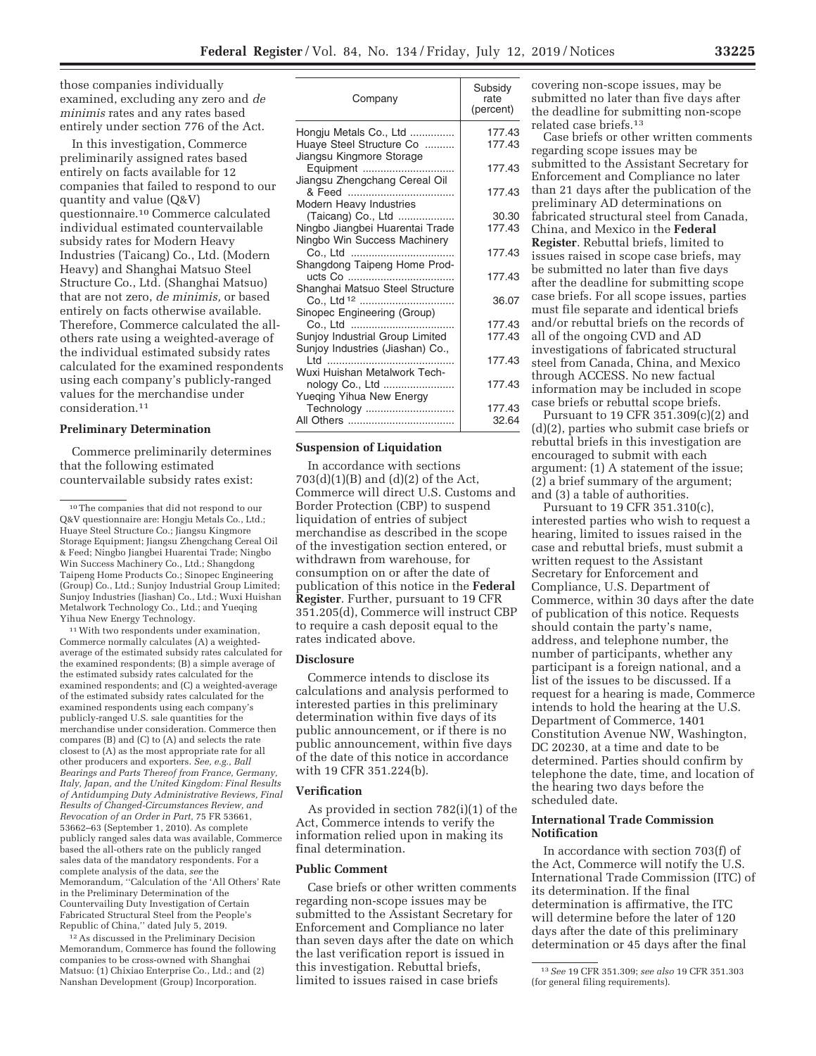those companies individually examined, excluding any zero and *de minimis* rates and any rates based entirely under section 776 of the Act.

In this investigation, Commerce preliminarily assigned rates based entirely on facts available for 12 companies that failed to respond to our quantity and value (Q&V) questionnaire.[10] Commerce calculated individual estimated countervailable subsidy rates for Modern Heavy Industries (Taicang) Co., Ltd. (Modern Heavy) and Shanghai Matsuo Steel Structure Co., Ltd. (Shanghai Matsuo) that are not zero, *de minimis,* or based entirely on facts otherwise available. Therefore, Commerce calculated the all-others rate using a weighted-average of the individual estimated subsidy rates calculated for the examined respondents using each company's publicly-ranged values for the merchandise under consideration.[11]

**Preliminary Determination**

Commerce preliminarily determines that the following estimated countervailable subsidy rates exist:

| Company | Subsidy rate (percent) |
|---|---|
| Hongju Metals Co., Ltd | 177.43 |
| Huaye Steel Structure Co | 177.43 |
| Jiangsu Kingmore Storage Equipment | 177.43 |
| Jiangsu Zhengchang Cereal Oil & Feed | 177.43 |
| Modern Heavy Industries (Taicang) Co., Ltd | 30.30 |
| Ningbo Jiangbei Huarentai Trade | 177.43 |
| Ningbo Win Success Machinery Co., Ltd | 177.43 |
| Shangdong Taipeng Home Products Co | 177.43 |
| Shanghai Matsuo Steel Structure Co., Ltd [12] | 36.07 |
| Sinopec Engineering (Group) Co., Ltd | 177.43 |
| Sunjoy Industrial Group Limited | 177.43 |
| Sunjoy Industries (Jiashan) Co., Ltd | 177.43 |
| Wuxi Huishan Metalwork Technology Co., Ltd | 177.43 |
| Yueqing Yihua New Energy Technology | 177.43 |
| All Others | 32.64 |

**Suspension of Liquidation**

In accordance with sections 703(d)(1)(B) and (d)(2) of the Act, Commerce will direct U.S. Customs and Border Protection (CBP) to suspend liquidation of entries of subject merchandise as described in the scope of the investigation section entered, or withdrawn from warehouse, for consumption on or after the date of publication of this notice in the **Federal Register**. Further, pursuant to 19 CFR 351.205(d), Commerce will instruct CBP to require a cash deposit equal to the rates indicated above.

**Disclosure**

Commerce intends to disclose its calculations and analysis performed to interested parties in this preliminary determination within five days of its public announcement, or if there is no public announcement, within five days of the date of this notice in accordance with 19 CFR 351.224(b).

**Verification**

As provided in section 782(i)(1) of the Act, Commerce intends to verify the information relied upon in making its final determination.

**Public Comment**

Case briefs or other written comments regarding non-scope issues may be submitted to the Assistant Secretary for Enforcement and Compliance no later than seven days after the date on which the last verification report is issued in this investigation. Rebuttal briefs, limited to issues raised in case briefs covering non-scope issues, may be submitted no later than five days after the deadline for submitting non-scope related case briefs.[13]

Case briefs or other written comments regarding scope issues may be submitted to the Assistant Secretary for Enforcement and Compliance no later than 21 days after the publication of the preliminary AD determinations on fabricated structural steel from Canada, China, and Mexico in the **Federal Register**. Rebuttal briefs, limited to issues raised in scope case briefs, may be submitted no later than five days after the deadline for submitting scope case briefs. For all scope issues, parties must file separate and identical briefs and/or rebuttal briefs on the records of all of the ongoing CVD and AD investigations of fabricated structural steel from Canada, China, and Mexico through ACCESS. No new factual information may be included in scope case briefs or rebuttal scope briefs.

Pursuant to 19 CFR 351.309(c)(2) and (d)(2), parties who submit case briefs or rebuttal briefs in this investigation are encouraged to submit with each argument: (1) A statement of the issue; (2) a brief summary of the argument; and (3) a table of authorities.

Pursuant to 19 CFR 351.310(c), interested parties who wish to request a hearing, limited to issues raised in the case and rebuttal briefs, must submit a written request to the Assistant Secretary for Enforcement and Compliance, U.S. Department of Commerce, within 30 days after the date of publication of this notice. Requests should contain the party's name, address, and telephone number, the number of participants, whether any participant is a foreign national, and a list of the issues to be discussed. If a request for a hearing is made, Commerce intends to hold the hearing at the U.S. Department of Commerce, 1401 Constitution Avenue NW, Washington, DC 20230, at a time and date to be determined. Parties should confirm by telephone the date, time, and location of the hearing two days before the scheduled date.

**International Trade Commission Notification**

In accordance with section 703(f) of the Act, Commerce will notify the U.S. International Trade Commission (ITC) of its determination. If the final determination is affirmative, the ITC will determine before the later of 120 days after the date of this preliminary determination or 45 days after the final

---

[10] The companies that did not respond to our Q&V questionnaire are: Hongju Metals Co., Ltd.; Huaye Steel Structure Co.; Jiangsu Kingmore Storage Equipment; Jiangsu Zhengchang Cereal Oil & Feed; Ningbo Jiangbei Huarentai Trade; Ningbo Win Success Machinery Co., Ltd.; Shangdong Taipeng Home Products Co.; Sinopec Engineering (Group) Co., Ltd.; Sunjoy Industrial Group Limited; Sunjoy Industries (Jiashan) Co., Ltd.; Wuxi Huishan Metalwork Technology Co., Ltd.; and Yueqing Yihua New Energy Technology.

[11] With two respondents under examination, Commerce normally calculates (A) a weighted-average of the estimated subsidy rates calculated for the examined respondents; (B) a simple average of the estimated subsidy rates calculated for the examined respondents; and (C) a weighted-average of the estimated subsidy rates calculated for the examined respondents using each company's publicly-ranged U.S. sale quantities for the merchandise under consideration. Commerce then compares (B) and (C) to (A) and selects the rate closest to (A) as the most appropriate rate for all other producers and exporters. *See, e.g., Ball Bearings and Parts Thereof from France, Germany, Italy, Japan, and the United Kingdom: Final Results of Antidumping Duty Administrative Reviews, Final Results of Changed-Circumstances Review, and Revocation of an Order in Part,* 75 FR 53661, 53662–63 (September 1, 2010). As complete publicly ranged sales data was available, Commerce based the all-others rate on the publicly ranged sales data of the mandatory respondents. For a complete analysis of the data, *see* the Memorandum, "Calculation of the 'All Others' Rate in the Preliminary Determination of the Countervailing Duty Investigation of Certain Fabricated Structural Steel from the People's Republic of China," dated July 5, 2019.

[12] As discussed in the Preliminary Decision Memorandum, Commerce has found the following companies to be cross-owned with Shanghai Matsuo: (1) Chixiao Enterprise Co., Ltd.; and (2) Nanshan Development (Group) Incorporation.

[13] *See* 19 CFR 351.309; *see also* 19 CFR 351.303 (for general filing requirements).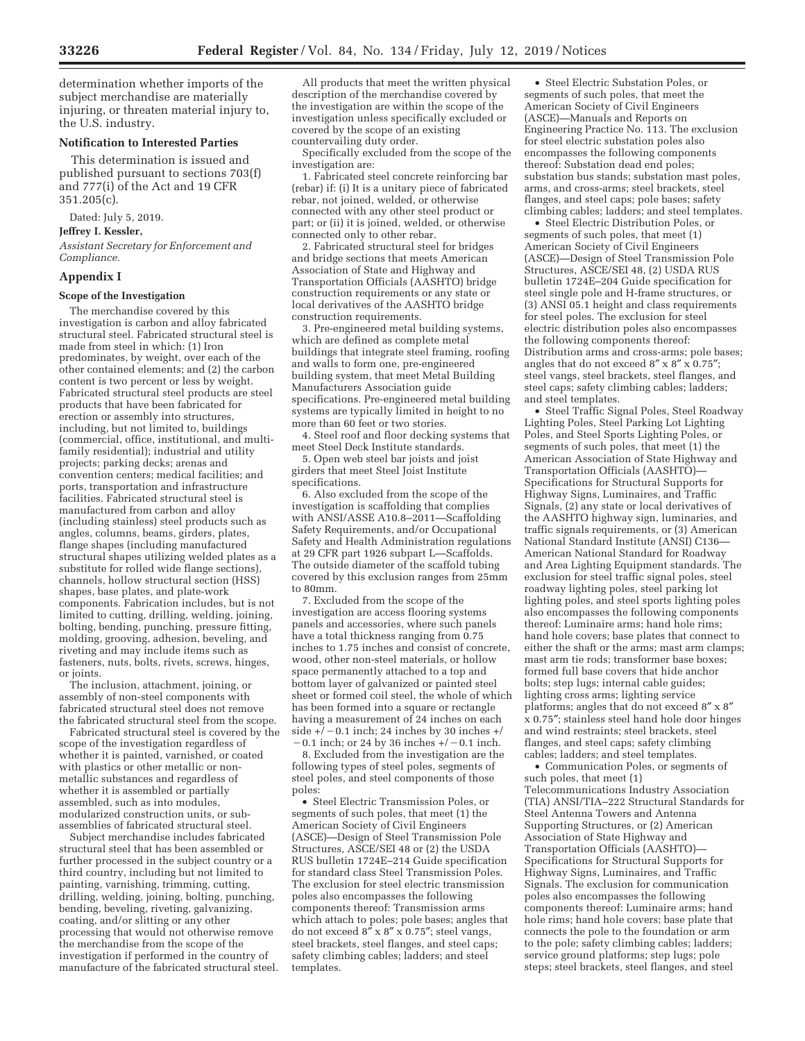determination whether imports of the subject merchandise are materially injuring, or threaten material injury to, the U.S. industry.

## Notification to Interested Parties

This determination is issued and published pursuant to sections 703(f) and 777(i) of the Act and 19 CFR 351.205(c).

Dated: July 5, 2019.

**Jeffrey I. Kessler,**

*Assistant Secretary for Enforcement and Compliance.*

## Appendix I

### Scope of the Investigation

The merchandise covered by this investigation is carbon and alloy fabricated structural steel. Fabricated structural steel is made from steel in which: (1) Iron predominates, by weight, over each of the other contained elements; and (2) the carbon content is two percent or less by weight. Fabricated structural steel products are steel products that have been fabricated for erection or assembly into structures, including, but not limited to, buildings (commercial, office, institutional, and multi-family residential); industrial and utility projects; parking decks; arenas and convention centers; medical facilities; and ports, transportation and infrastructure facilities. Fabricated structural steel is manufactured from carbon and alloy (including stainless) steel products such as angles, columns, beams, girders, plates, flange shapes (including manufactured structural shapes utilizing welded plates as a substitute for rolled wide flange sections), channels, hollow structural section (HSS) shapes, base plates, and plate-work components. Fabrication includes, but is not limited to, cutting, drilling, welding, joining, bolting, bending, punching, pressure fitting, molding, grooving, adhesion, beveling, and riveting and may include items such as fasteners, nuts, bolts, rivets, screws, hinges, or joints.

The inclusion, attachment, joining, or assembly of non-steel components with fabricated structural steel does not remove the fabricated structural steel from the scope.

Fabricated structural steel is covered by the scope of the investigation regardless of whether it is painted, varnished, or coated with plastics or other metallic or non-metallic substances and regardless of whether it is assembled or partially assembled, such as into modules, modularized construction units, or sub-assemblies of fabricated structural steel.

Subject merchandise includes fabricated structural steel that has been assembled or further processed in the subject country or a third country, including but not limited to painting, varnishing, trimming, cutting, drilling, welding, joining, bolting, punching, bending, beveling, riveting, galvanizing, coating, and/or slitting or any other processing that would not otherwise remove the merchandise from the scope of the investigation if performed in the country of manufacture of the fabricated structural steel.

All products that meet the written physical description of the merchandise covered by the investigation are within the scope of the investigation unless specifically excluded or covered by the scope of an existing countervailing duty order.

Specifically excluded from the scope of the investigation are:

1. Fabricated steel concrete reinforcing bar (rebar) if: (i) It is a unitary piece of fabricated rebar, not joined, welded, or otherwise connected with any other steel product or part; or (ii) it is joined, welded, or otherwise connected only to other rebar.

2. Fabricated structural steel for bridges and bridge sections that meets American Association of State and Highway and Transportation Officials (AASHTO) bridge construction requirements or any state or local derivatives of the AASHTO bridge construction requirements.

3. Pre-engineered metal building systems, which are defined as complete metal buildings that integrate steel framing, roofing and walls to form one, pre-engineered building system, that meet Metal Building Manufacturers Association guide specifications. Pre-engineered metal building systems are typically limited in height to no more than 60 feet or two stories.

4. Steel roof and floor decking systems that meet Steel Deck Institute standards.

5. Open web steel bar joists and joist girders that meet Steel Joist Institute specifications.

6. Also excluded from the scope of the investigation is scaffolding that complies with ANSI/ASSE A10.8–2011—Scaffolding Safety Requirements, and/or Occupational Safety and Health Administration regulations at 29 CFR part 1926 subpart L—Scaffolds. The outside diameter of the scaffold tubing covered by this exclusion ranges from 25mm to 80mm.

7. Excluded from the scope of the investigation are access flooring systems panels and accessories, where such panels have a total thickness ranging from 0.75 inches to 1.75 inches and consist of concrete, wood, other non-steel materials, or hollow space permanently attached to a top and bottom layer of galvanized or painted steel sheet or formed coil steel, the whole of which has been formed into a square or rectangle having a measurement of 24 inches on each side +/−0.1 inch; 24 inches by 30 inches +/−0.1 inch; or 24 by 36 inches +/−0.1 inch.

8. Excluded from the investigation are the following types of steel poles, segments of steel poles, and steel components of those poles:

- Steel Electric Transmission Poles, or segments of such poles, that meet (1) the American Society of Civil Engineers (ASCE)—Design of Steel Transmission Pole Structures, ASCE/SEI 48 or (2) the USDA RUS bulletin 1724E–214 Guide specification for standard class Steel Transmission Poles. The exclusion for steel electric transmission poles also encompasses the following components thereof: Transmission arms which attach to poles; pole bases; angles that do not exceed 8″ x 8″ x 0.75″; steel vangs, steel brackets, steel flanges, and steel caps; safety climbing cables; ladders; and steel templates.
- Steel Electric Substation Poles, or segments of such poles, that meet the American Society of Civil Engineers (ASCE)—Manuals and Reports on Engineering Practice No. 113. The exclusion for steel electric substation poles also encompasses the following components thereof: Substation dead end poles; substation bus stands; substation mast poles, arms, and cross-arms; steel brackets, steel flanges, and steel caps; pole bases; safety climbing cables; ladders; and steel templates.
- Steel Electric Distribution Poles, or segments of such poles, that meet (1) American Society of Civil Engineers (ASCE)—Design of Steel Transmission Pole Structures, ASCE/SEI 48, (2) USDA RUS bulletin 1724E–204 Guide specification for steel single pole and H-frame structures, or (3) ANSI 05.1 height and class requirements for steel poles. The exclusion for steel electric distribution poles also encompasses the following components thereof: Distribution arms and cross-arms; pole bases; angles that do not exceed 8″ x 8″ x 0.75″; steel vangs, steel brackets, steel flanges, and steel caps; safety climbing cables; ladders; and steel templates.
- Steel Traffic Signal Poles, Steel Roadway Lighting Poles, Steel Parking Lot Lighting Poles, and Steel Sports Lighting Poles, or segments of such poles, that meet (1) the American Association of State Highway and Transportation Officials (AASHTO)—Specifications for Structural Supports for Highway Signs, Luminaires, and Traffic Signals, (2) any state or local derivatives of the AASHTO highway sign, luminaries, and traffic signals requirements, or (3) American National Standard Institute (ANSI) C136—American National Standard for Roadway and Area Lighting Equipment standards. The exclusion for steel traffic signal poles, steel roadway lighting poles, steel parking lot lighting poles, and steel sports lighting poles also encompasses the following components thereof: Luminaire arms; hand hole rims; hand hole covers; base plates that connect to either the shaft or the arms; mast arm clamps; mast arm tie rods; transformer base boxes; formed full base covers that hide anchor bolts; step lugs; internal cable guides; lighting cross arms; lighting service platforms; angles that do not exceed 8″ x 8″ x 0.75″; stainless steel hand hole door hinges and wind restraints; steel brackets, steel flanges, and steel caps; safety climbing cables; ladders; and steel templates.
- Communication Poles, or segments of such poles, that meet (1) Telecommunications Industry Association (TIA) ANSI/TIA–222 Structural Standards for Steel Antenna Towers and Antenna Supporting Structures, or (2) American Association of State Highway and Transportation Officials (AASHTO)—Specifications for Structural Supports for Highway Signs, Luminaires, and Traffic Signals. The exclusion for communication poles also encompasses the following components thereof: Luminaire arms; hand hole rims; hand hole covers; base plate that connects the pole to the foundation or arm to the pole; safety climbing cables; ladders; service ground platforms; step lugs; pole steps; steel brackets, steel flanges, and steel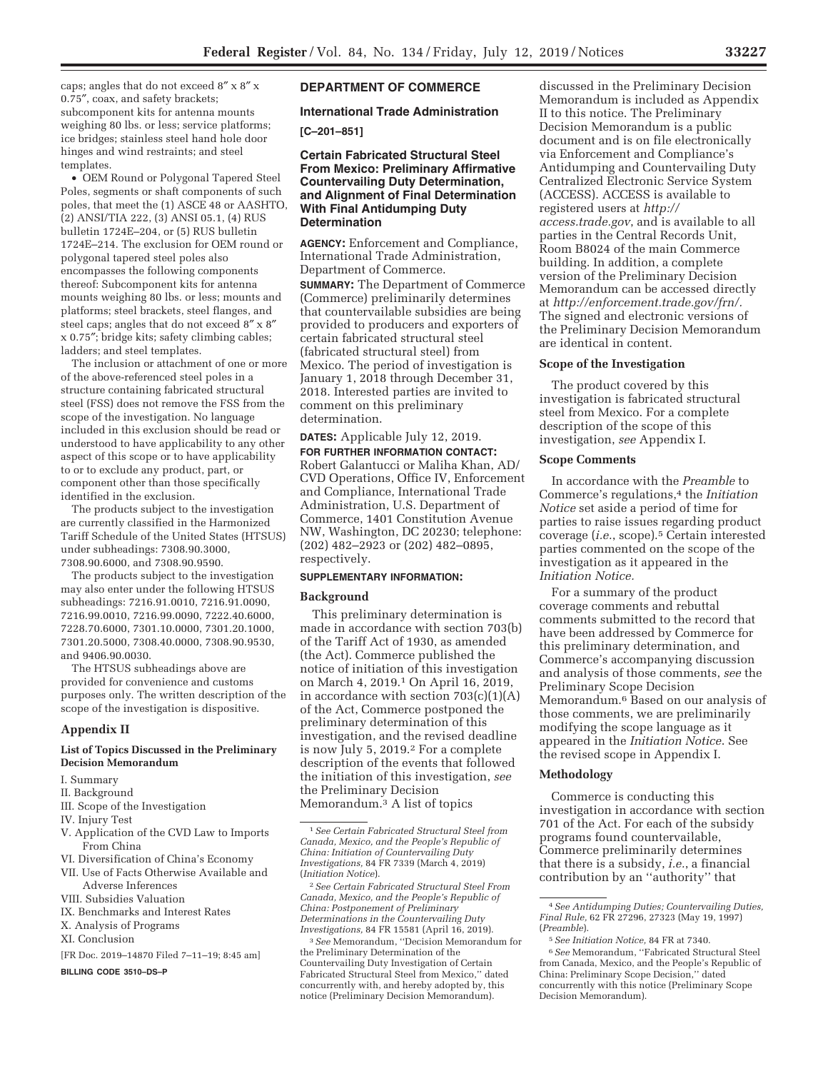caps; angles that do not exceed 8″ x 8″ x 0.75″, coax, and safety brackets; subcomponent kits for antenna mounts weighing 80 lbs. or less; service platforms; ice bridges; stainless steel hand hole door hinges and wind restraints; and steel templates.

- OEM Round or Polygonal Tapered Steel Poles, segments or shaft components of such poles, that meet the (1) ASCE 48 or AASHTO, (2) ANSI/TIA 222, (3) ANSI 05.1, (4) RUS bulletin 1724E–204, or (5) RUS bulletin 1724E–214. The exclusion for OEM round or polygonal tapered steel poles also encompasses the following components thereof: Subcomponent kits for antenna mounts weighing 80 lbs. or less; mounts and platforms; steel brackets, steel flanges, and steel caps; angles that do not exceed 8″ x 8″ x 0.75″; bridge kits; safety climbing cables; ladders; and steel templates.

The inclusion or attachment of one or more of the above-referenced steel poles in a structure containing fabricated structural steel (FSS) does not remove the FSS from the scope of the investigation. No language included in this exclusion should be read or understood to have applicability to any other aspect of this scope or to have applicability to or to exclude any product, part, or component other than those specifically identified in the exclusion.

The products subject to the investigation are currently classified in the Harmonized Tariff Schedule of the United States (HTSUS) under subheadings: 7308.90.3000, 7308.90.6000, and 7308.90.9590.

The products subject to the investigation may also enter under the following HTSUS subheadings: 7216.91.0010, 7216.91.0090, 7216.99.0010, 7216.99.0090, 7222.40.6000, 7228.70.6000, 7301.10.0000, 7301.20.1000, 7301.20.5000, 7308.40.0000, 7308.90.9530, and 9406.90.0030.

The HTSUS subheadings above are provided for convenience and customs purposes only. The written description of the scope of the investigation is dispositive.

## Appendix II

### List of Topics Discussed in the Preliminary Decision Memorandum

I. Summary
II. Background
III. Scope of the Investigation
IV. Injury Test
V. Application of the CVD Law to Imports From China
VI. Diversification of China's Economy
VII. Use of Facts Otherwise Available and Adverse Inferences
VIII. Subsidies Valuation
IX. Benchmarks and Interest Rates
X. Analysis of Programs
XI. Conclusion

[FR Doc. 2019–14870 Filed 7–11–19; 8:45 am]

**BILLING CODE 3510–DS–P**

## DEPARTMENT OF COMMERCE

### International Trade Administration

**[C–201–851]**

### Certain Fabricated Structural Steel From Mexico: Preliminary Affirmative Countervailing Duty Determination, and Alignment of Final Determination With Final Antidumping Duty Determination

**AGENCY:** Enforcement and Compliance, International Trade Administration, Department of Commerce.

**SUMMARY:** The Department of Commerce (Commerce) preliminarily determines that countervailable subsidies are being provided to producers and exporters of certain fabricated structural steel (fabricated structural steel) from Mexico. The period of investigation is January 1, 2018 through December 31, 2018. Interested parties are invited to comment on this preliminary determination.

**DATES:** Applicable July 12, 2019.

**FOR FURTHER INFORMATION CONTACT:** Robert Galantucci or Maliha Khan, AD/CVD Operations, Office IV, Enforcement and Compliance, International Trade Administration, U.S. Department of Commerce, 1401 Constitution Avenue NW, Washington, DC 20230; telephone: (202) 482–2923 or (202) 482–0895, respectively.

**SUPPLEMENTARY INFORMATION:**

### Background

This preliminary determination is made in accordance with section 703(b) of the Tariff Act of 1930, as amended (the Act). Commerce published the notice of initiation of this investigation on March 4, 2019.[1] On April 16, 2019, in accordance with section 703(c)(1)(A) of the Act, Commerce postponed the preliminary determination of this investigation, and the revised deadline is now July 5, 2019.[2] For a complete description of the events that followed the initiation of this investigation, *see* the Preliminary Decision Memorandum.[3] A list of topics discussed in the Preliminary Decision Memorandum is included as Appendix II to this notice. The Preliminary Decision Memorandum is a public document and is on file electronically via Enforcement and Compliance's Antidumping and Countervailing Duty Centralized Electronic Service System (ACCESS). ACCESS is available to registered users at *http://access.trade.gov*, and is available to all parties in the Central Records Unit, Room B8024 of the main Commerce building. In addition, a complete version of the Preliminary Decision Memorandum can be accessed directly at *http://enforcement.trade.gov/frn/*. The signed and electronic versions of the Preliminary Decision Memorandum are identical in content.

### Scope of the Investigation

The product covered by this investigation is fabricated structural steel from Mexico. For a complete description of the scope of this investigation, *see* Appendix I.

### Scope Comments

In accordance with the *Preamble* to Commerce's regulations,[4] the *Initiation Notice* set aside a period of time for parties to raise issues regarding product coverage (*i.e.*, scope).[5] Certain interested parties commented on the scope of the investigation as it appeared in the *Initiation Notice*.

For a summary of the product coverage comments and rebuttal comments submitted to the record that have been addressed by Commerce for this preliminary determination, and Commerce's accompanying discussion and analysis of those comments, *see* the Preliminary Scope Decision Memorandum.[6] Based on our analysis of those comments, we are preliminarily modifying the scope language as it appeared in the *Initiation Notice*. See the revised scope in Appendix I.

### Methodology

Commerce is conducting this investigation in accordance with section 701 of the Act. For each of the subsidy programs found countervailable, Commerce preliminarily determines that there is a subsidy, *i.e.*, a financial contribution by an ''authority'' that

---

[1] *See Certain Fabricated Structural Steel from Canada, Mexico, and the People's Republic of China: Initiation of Countervailing Duty Investigations,* 84 FR 7339 (March 4, 2019) (*Initiation Notice*).

[2] *See Certain Fabricated Structural Steel From Canada, Mexico, and the People's Republic of China: Postponement of Preliminary Determinations in the Countervailing Duty Investigations,* 84 FR 15581 (April 16, 2019).

[3] *See* Memorandum, ''Decision Memorandum for the Preliminary Determination of the Countervailing Duty Investigation of Certain Fabricated Structural Steel from Mexico,'' dated concurrently with, and hereby adopted by, this notice (Preliminary Decision Memorandum).

[4] *See Antidumping Duties; Countervailing Duties, Final Rule,* 62 FR 27296, 27323 (May 19, 1997) (*Preamble*).

[5] *See Initiation Notice,* 84 FR at 7340.

[6] *See* Memorandum, ''Fabricated Structural Steel from Canada, Mexico, and the People's Republic of China: Preliminary Scope Decision,'' dated concurrently with this notice (Preliminary Scope Decision Memorandum).